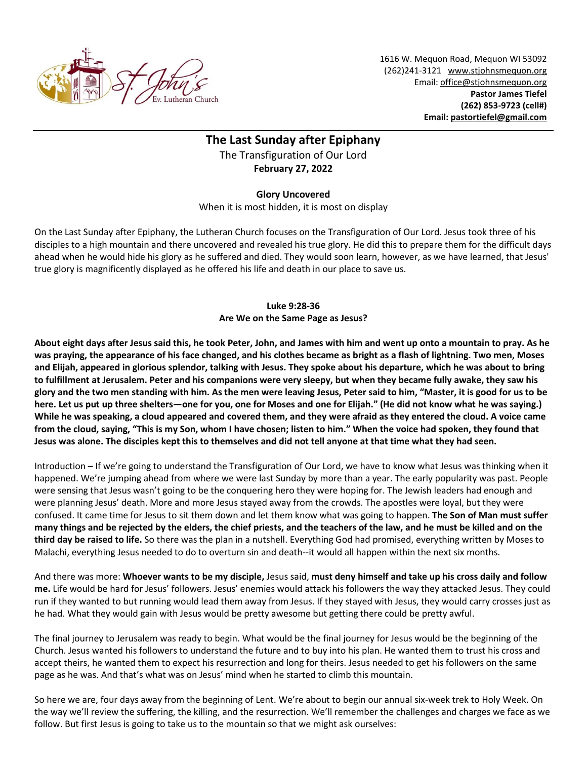1616 W. Mequon Road, Mequon WI 53092
(262)241-3121 www.stjohnsmequon.org
Email: office@stjohnsmequon.org
**Pastor James Tiefel**
**(262) 853-9723 (cell#)**
**Email: pastortiefel@gmail.com**

## The Last Sunday after Epiphany

The Transfiguration of Our Lord
**February 27, 2022**

**Glory Uncovered**
When it is most hidden, it is most on display

On the Last Sunday after Epiphany, the Lutheran Church focuses on the Transfiguration of Our Lord. Jesus took three of his disciples to a high mountain and there uncovered and revealed his true glory. He did this to prepare them for the difficult days ahead when he would hide his glory as he suffered and died. They would soon learn, however, as we have learned, that Jesus' true glory is magnificently displayed as he offered his life and death in our place to save us.

**Luke 9:28-36**
**Are We on the Same Page as Jesus?**

**About eight days after Jesus said this, he took Peter, John, and James with him and went up onto a mountain to pray. As he was praying, the appearance of his face changed, and his clothes became as bright as a flash of lightning. Two men, Moses and Elijah, appeared in glorious splendor, talking with Jesus. They spoke about his departure, which he was about to bring to fulfillment at Jerusalem. Peter and his companions were very sleepy, but when they became fully awake, they saw his glory and the two men standing with him. As the men were leaving Jesus, Peter said to him, "Master, it is good for us to be here. Let us put up three shelters—one for you, one for Moses and one for Elijah." (He did not know what he was saying.) While he was speaking, a cloud appeared and covered them, and they were afraid as they entered the cloud. A voice came from the cloud, saying, "This is my Son, whom I have chosen; listen to him." When the voice had spoken, they found that Jesus was alone. The disciples kept this to themselves and did not tell anyone at that time what they had seen.**

Introduction – If we're going to understand the Transfiguration of Our Lord, we have to know what Jesus was thinking when it happened. We're jumping ahead from where we were last Sunday by more than a year. The early popularity was past. People were sensing that Jesus wasn't going to be the conquering hero they were hoping for. The Jewish leaders had enough and were planning Jesus' death. More and more Jesus stayed away from the crowds. The apostles were loyal, but they were confused. It came time for Jesus to sit them down and let them know what was going to happen. **The Son of Man must suffer many things and be rejected by the elders, the chief priests, and the teachers of the law, and he must be killed and on the third day be raised to life.** So there was the plan in a nutshell. Everything God had promised, everything written by Moses to Malachi, everything Jesus needed to do to overturn sin and death--it would all happen within the next six months.

And there was more: **Whoever wants to be my disciple,** Jesus said, **must deny himself and take up his cross daily and follow me.** Life would be hard for Jesus' followers. Jesus' enemies would attack his followers the way they attacked Jesus. They could run if they wanted to but running would lead them away from Jesus. If they stayed with Jesus, they would carry crosses just as he had. What they would gain with Jesus would be pretty awesome but getting there could be pretty awful.

The final journey to Jerusalem was ready to begin. What would be the final journey for Jesus would be the beginning of the Church. Jesus wanted his followers to understand the future and to buy into his plan. He wanted them to trust his cross and accept theirs, he wanted them to expect his resurrection and long for theirs. Jesus needed to get his followers on the same page as he was. And that's what was on Jesus' mind when he started to climb this mountain.

So here we are, four days away from the beginning of Lent. We're about to begin our annual six-week trek to Holy Week. On the way we'll review the suffering, the killing, and the resurrection. We'll remember the challenges and charges we face as we follow. But first Jesus is going to take us to the mountain so that we might ask ourselves: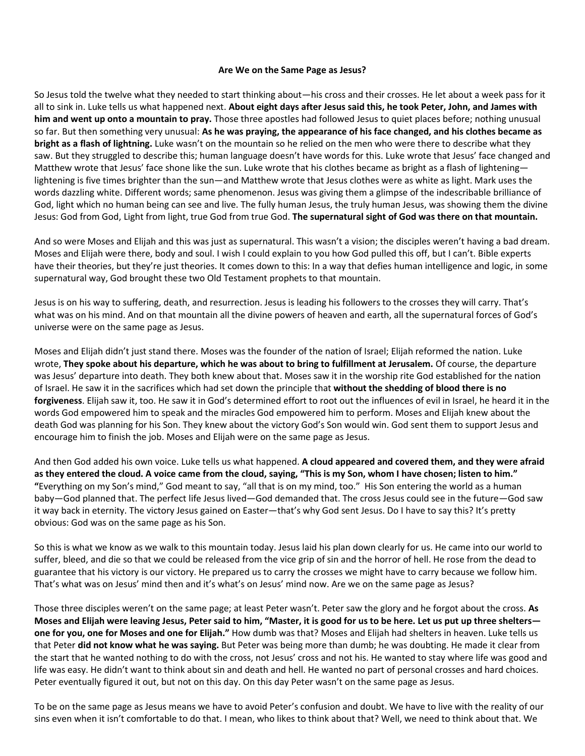**Are We on the Same Page as Jesus?**

So Jesus told the twelve what they needed to start thinking about—his cross and their crosses. He let about a week pass for it all to sink in. Luke tells us what happened next. **About eight days after Jesus said this, he took Peter, John, and James with him and went up onto a mountain to pray.** Those three apostles had followed Jesus to quiet places before; nothing unusual so far. But then something very unusual: **As he was praying, the appearance of his face changed, and his clothes became as bright as a flash of lightning.** Luke wasn't on the mountain so he relied on the men who were there to describe what they saw. But they struggled to describe this; human language doesn't have words for this. Luke wrote that Jesus' face changed and Matthew wrote that Jesus' face shone like the sun. Luke wrote that his clothes became as bright as a flash of lightening—lightening is five times brighter than the sun—and Matthew wrote that Jesus clothes were as white as light. Mark uses the words dazzling white. Different words; same phenomenon. Jesus was giving them a glimpse of the indescribable brilliance of God, light which no human being can see and live. The fully human Jesus, the truly human Jesus, was showing them the divine Jesus: God from God, Light from light, true God from true God. **The supernatural sight of God was there on that mountain.**

And so were Moses and Elijah and this was just as supernatural. This wasn't a vision; the disciples weren't having a bad dream. Moses and Elijah were there, body and soul. I wish I could explain to you how God pulled this off, but I can't. Bible experts have their theories, but they're just theories. It comes down to this: In a way that defies human intelligence and logic, in some supernatural way, God brought these two Old Testament prophets to that mountain.

Jesus is on his way to suffering, death, and resurrection. Jesus is leading his followers to the crosses they will carry. That's what was on his mind. And on that mountain all the divine powers of heaven and earth, all the supernatural forces of God's universe were on the same page as Jesus.

Moses and Elijah didn't just stand there. Moses was the founder of the nation of Israel; Elijah reformed the nation. Luke wrote, **They spoke about his departure, which he was about to bring to fulfillment at Jerusalem.** Of course, the departure was Jesus' departure into death. They both knew about that. Moses saw it in the worship rite God established for the nation of Israel. He saw it in the sacrifices which had set down the principle that **without the shedding of blood there is no forgiveness**. Elijah saw it, too. He saw it in God's determined effort to root out the influences of evil in Israel, he heard it in the words God empowered him to speak and the miracles God empowered him to perform. Moses and Elijah knew about the death God was planning for his Son. They knew about the victory God's Son would win. God sent them to support Jesus and encourage him to finish the job. Moses and Elijah were on the same page as Jesus.

And then God added his own voice. Luke tells us what happened. **A cloud appeared and covered them, and they were afraid as they entered the cloud. A voice came from the cloud, saying, "This is my Son, whom I have chosen; listen to him." "**Everything on my Son's mind," God meant to say, "all that is on my mind, too." His Son entering the world as a human baby—God planned that. The perfect life Jesus lived—God demanded that. The cross Jesus could see in the future—God saw it way back in eternity. The victory Jesus gained on Easter—that's why God sent Jesus. Do I have to say this? It's pretty obvious: God was on the same page as his Son.

So this is what we know as we walk to this mountain today. Jesus laid his plan down clearly for us. He came into our world to suffer, bleed, and die so that we could be released from the vice grip of sin and the horror of hell. He rose from the dead to guarantee that his victory is our victory. He prepared us to carry the crosses we might have to carry because we follow him. That's what was on Jesus' mind then and it's what's on Jesus' mind now. Are we on the same page as Jesus?

Those three disciples weren't on the same page; at least Peter wasn't. Peter saw the glory and he forgot about the cross. **As Moses and Elijah were leaving Jesus, Peter said to him, "Master, it is good for us to be here. Let us put up three shelters—one for you, one for Moses and one for Elijah."** How dumb was that? Moses and Elijah had shelters in heaven. Luke tells us that Peter **did not know what he was saying.** But Peter was being more than dumb; he was doubting. He made it clear from the start that he wanted nothing to do with the cross, not Jesus' cross and not his. He wanted to stay where life was good and life was easy. He didn't want to think about sin and death and hell. He wanted no part of personal crosses and hard choices. Peter eventually figured it out, but not on this day. On this day Peter wasn't on the same page as Jesus.

To be on the same page as Jesus means we have to avoid Peter's confusion and doubt. We have to live with the reality of our sins even when it isn't comfortable to do that. I mean, who likes to think about that? Well, we need to think about that. We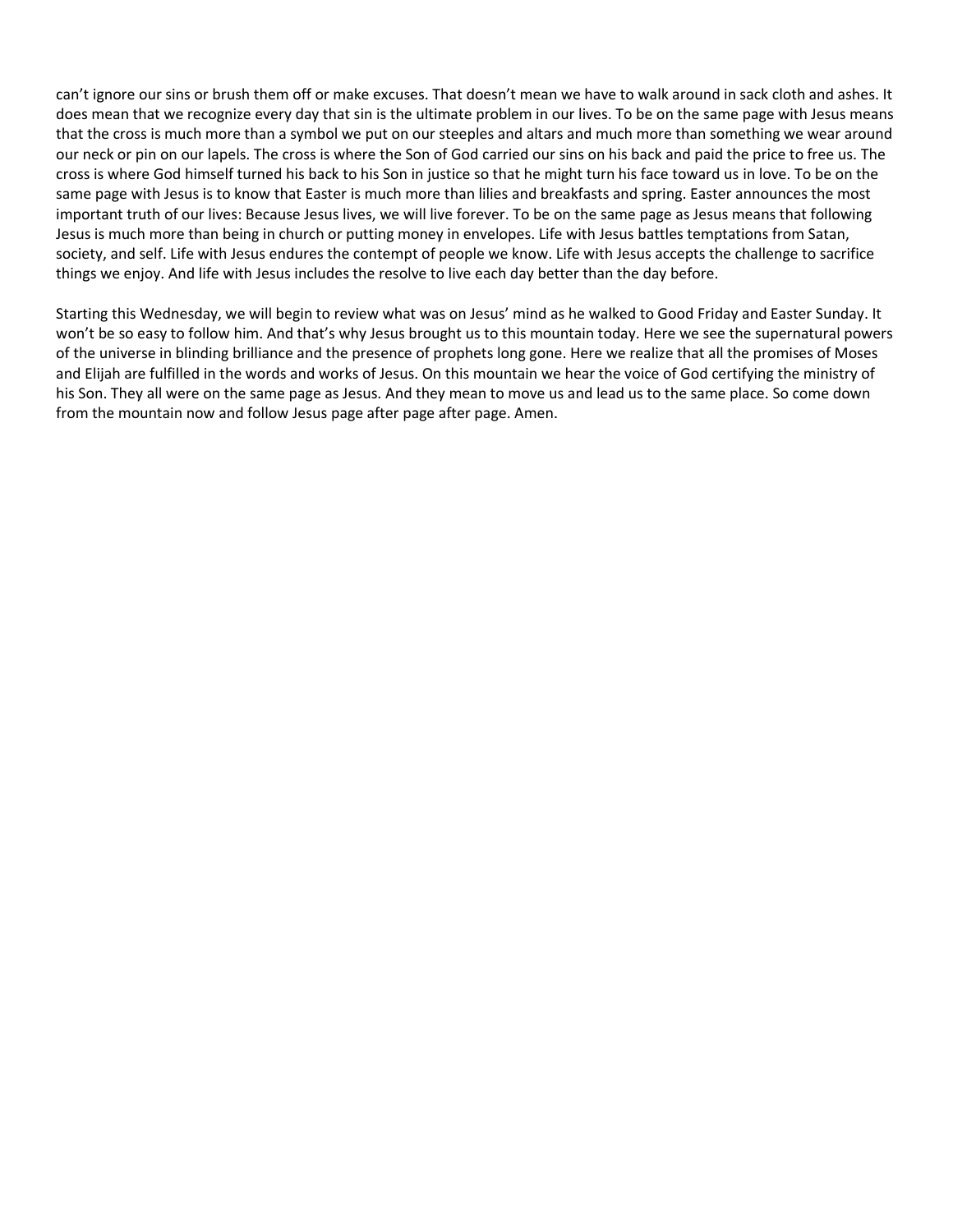can't ignore our sins or brush them off or make excuses. That doesn't mean we have to walk around in sack cloth and ashes. It does mean that we recognize every day that sin is the ultimate problem in our lives. To be on the same page with Jesus means that the cross is much more than a symbol we put on our steeples and altars and much more than something we wear around our neck or pin on our lapels. The cross is where the Son of God carried our sins on his back and paid the price to free us. The cross is where God himself turned his back to his Son in justice so that he might turn his face toward us in love. To be on the same page with Jesus is to know that Easter is much more than lilies and breakfasts and spring. Easter announces the most important truth of our lives: Because Jesus lives, we will live forever. To be on the same page as Jesus means that following Jesus is much more than being in church or putting money in envelopes. Life with Jesus battles temptations from Satan, society, and self. Life with Jesus endures the contempt of people we know. Life with Jesus accepts the challenge to sacrifice things we enjoy. And life with Jesus includes the resolve to live each day better than the day before.

Starting this Wednesday, we will begin to review what was on Jesus' mind as he walked to Good Friday and Easter Sunday. It won't be so easy to follow him. And that's why Jesus brought us to this mountain today. Here we see the supernatural powers of the universe in blinding brilliance and the presence of prophets long gone. Here we realize that all the promises of Moses and Elijah are fulfilled in the words and works of Jesus. On this mountain we hear the voice of God certifying the ministry of his Son. They all were on the same page as Jesus. And they mean to move us and lead us to the same place. So come down from the mountain now and follow Jesus page after page after page. Amen.